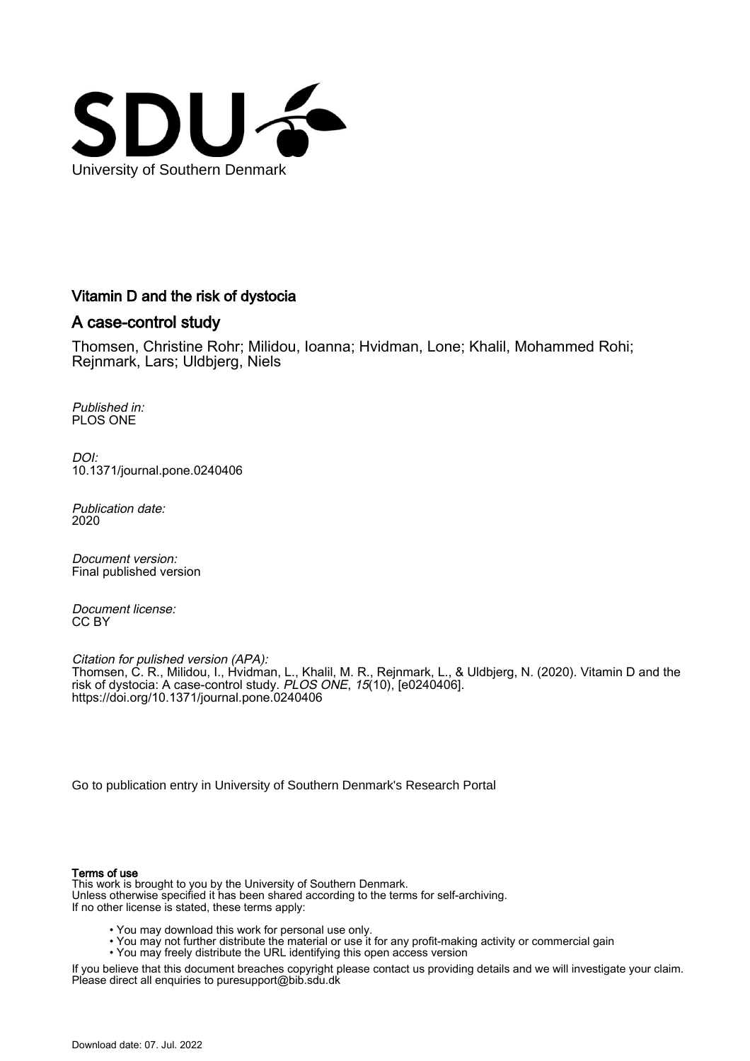University of Southern Denmark

# Vitamin D and the risk of dystocia

## A case-control study

Thomsen, Christine Rohr; Milidou, Ioanna; Hvidman, Lone; Khalil, Mohammed Rohi; Rejnmark, Lars; Uldbjerg, Niels

*Published in:*
PLOS ONE

*DOI:*
10.1371/journal.pone.0240406

*Publication date:*
2020

*Document version:*
Final published version

*Document license:*
CC BY

*Citation for pulished version (APA):*
Thomsen, C. R., Milidou, I., Hvidman, L., Khalil, M. R., Rejnmark, L., & Uldbjerg, N. (2020). Vitamin D and the risk of dystocia: A case-control study. *PLOS ONE*, *15*(10), [e0240406]. https://doi.org/10.1371/journal.pone.0240406

Go to publication entry in University of Southern Denmark's Research Portal

**Terms of use**

This work is brought to you by the University of Southern Denmark.
Unless otherwise specified it has been shared according to the terms for self-archiving.
If no other license is stated, these terms apply:

- You may download this work for personal use only.
- You may not further distribute the material or use it for any profit-making activity or commercial gain
- You may freely distribute the URL identifying this open access version

If you believe that this document breaches copyright please contact us providing details and we will investigate your claim.
Please direct all enquiries to puresupport@bib.sdu.dk

Download date: 07. Jul. 2022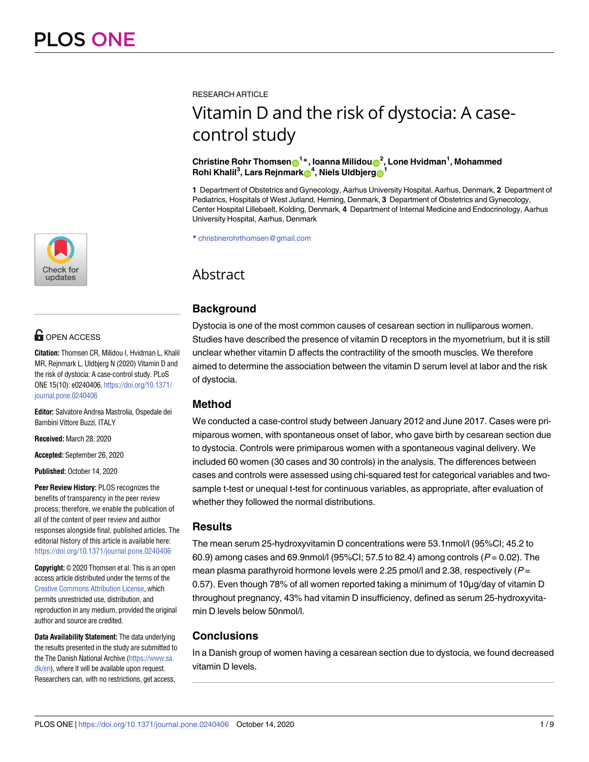RESEARCH ARTICLE

# Vitamin D and the risk of dystocia: A case-control study

**Christine Rohr Thomsen[1]*, Ioanna Milidou[2], Lone Hvidman[1], Mohammed Rohi Khalil[3], Lars Rejnmark[4], Niels Uldbjerg[1]**

**1** Department of Obstetrics and Gynecology, Aarhus University Hospital, Aarhus, Denmark, **2** Department of Pediatrics, Hospitals of West Jutland, Herning, Denmark, **3** Department of Obstetrics and Gynecology, Center Hospital Lillebaelt, Kolding, Denmark, **4** Department of Internal Medicine and Endocrinology, Aarhus University Hospital, Aarhus, Denmark

* christinerohrthomsen@gmail.com

OPEN ACCESS

**Citation:** Thomsen CR, Milidou I, Hvidman L, Khalil MR, Rejnmark L, Uldbjerg N (2020) Vitamin D and the risk of dystocia: A case-control study. PLoS ONE 15(10): e0240406. https://doi.org/10.1371/journal.pone.0240406

**Editor:** Salvatore Andrea Mastrolia, Ospedale dei Bambini Vittore Buzzi, ITALY

**Received:** March 28, 2020

**Accepted:** September 26, 2020

**Published:** October 14, 2020

**Peer Review History:** PLOS recognizes the benefits of transparency in the peer review process; therefore, we enable the publication of all of the content of peer review and author responses alongside final, published articles. The editorial history of this article is available here: https://doi.org/10.1371/journal.pone.0240406

**Copyright:** © 2020 Thomsen et al. This is an open access article distributed under the terms of the Creative Commons Attribution License, which permits unrestricted use, distribution, and reproduction in any medium, provided the original author and source are credited.

**Data Availability Statement:** The data underlying the results presented in the study are submitted to the The Danish National Archive (https://www.sa.dk/en), where it will be available upon request. Researchers can, with no restrictions, get access,

## Abstract

### Background

Dystocia is one of the most common causes of cesarean section in nulliparous women. Studies have described the presence of vitamin D receptors in the myometrium, but it is still unclear whether vitamin D affects the contractility of the smooth muscles. We therefore aimed to determine the association between the vitamin D serum level at labor and the risk of dystocia.

### Method

We conducted a case-control study between January 2012 and June 2017. Cases were primiparous women, with spontaneous onset of labor, who gave birth by cesarean section due to dystocia. Controls were primiparous women with a spontaneous vaginal delivery. We included 60 women (30 cases and 30 controls) in the analysis. The differences between cases and controls were assessed using chi-squared test for categorical variables and two-sample t-test or unequal t-test for continuous variables, as appropriate, after evaluation of whether they followed the normal distributions.

### Results

The mean serum 25-hydroxyvitamin D concentrations were 53.1nmol/l (95%CI; 45.2 to 60.9) among cases and 69.9nmol/l (95%CI; 57.5 to 82.4) among controls ($P = 0.02$). The mean plasma parathyroid hormone levels were 2.25 pmol/l and 2.38, respectively ($P = 0.57$). Even though 78% of all women reported taking a minimum of 10μg/day of vitamin D throughout pregnancy, 43% had vitamin D insufficiency, defined as serum 25-hydroxyvitamin D levels below 50nmol/l.

### Conclusions

In a Danish group of women having a cesarean section due to dystocia, we found decreased vitamin D levels.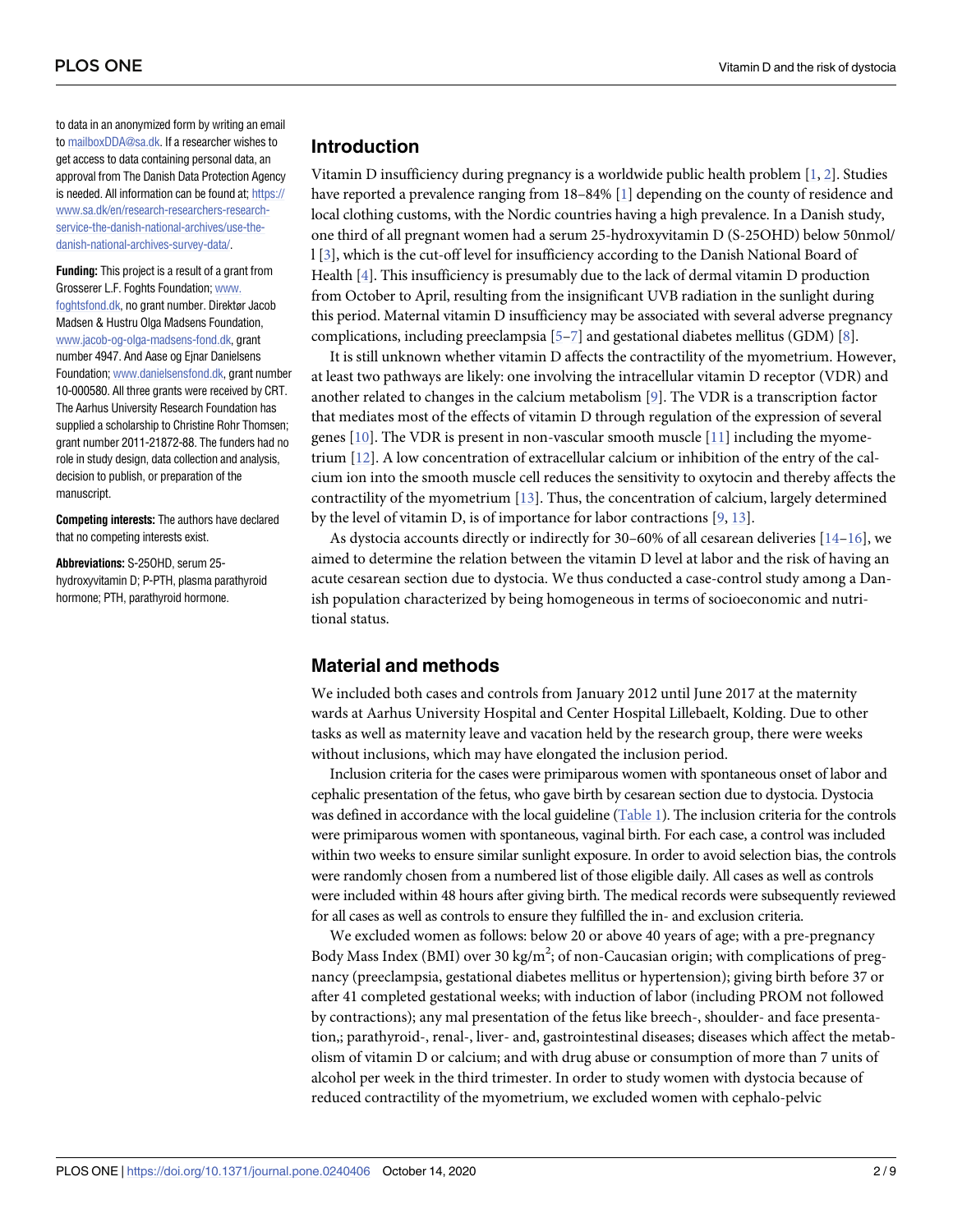to data in an anonymized form by writing an email to mailboxDDA@sa.dk. If a researcher wishes to get access to data containing personal data, an approval from The Danish Data Protection Agency is needed. All information can be found at; https://www.sa.dk/en/research-researchers-research-service-the-danish-national-archives/use-the-danish-national-archives-survey-data/.

**Funding:** This project is a result of a grant from Grosserer L.F. Foghts Foundation; www.foghtsfond.dk, no grant number. Direktør Jacob Madsen & Hustru Olga Madsens Foundation, www.jacob-og-olga-madsens-fond.dk, grant number 4947. And Aase og Ejnar Danielsens Foundation; www.danielsensfond.dk, grant number 10-000580. All three grants were received by CRT. The Aarhus University Research Foundation has supplied a scholarship to Christine Rohr Thomsen; grant number 2011-21872-88. The funders had no role in study design, data collection and analysis, decision to publish, or preparation of the manuscript.

**Competing interests:** The authors have declared that no competing interests exist.

**Abbreviations:** S-25OHD, serum 25-hydroxyvitamin D; P-PTH, plasma parathyroid hormone; PTH, parathyroid hormone.

## Introduction

Vitamin D insufficiency during pregnancy is a worldwide public health problem [1, 2]. Studies have reported a prevalence ranging from 18–84% [1] depending on the county of residence and local clothing customs, with the Nordic countries having a high prevalence. In a Danish study, one third of all pregnant women had a serum 25-hydroxyvitamin D (S-25OHD) below 50nmol/l [3], which is the cut-off level for insufficiency according to the Danish National Board of Health [4]. This insufficiency is presumably due to the lack of dermal vitamin D production from October to April, resulting from the insignificant UVB radiation in the sunlight during this period. Maternal vitamin D insufficiency may be associated with several adverse pregnancy complications, including preeclampsia [5–7] and gestational diabetes mellitus (GDM) [8].

It is still unknown whether vitamin D affects the contractility of the myometrium. However, at least two pathways are likely: one involving the intracellular vitamin D receptor (VDR) and another related to changes in the calcium metabolism [9]. The VDR is a transcription factor that mediates most of the effects of vitamin D through regulation of the expression of several genes [10]. The VDR is present in non-vascular smooth muscle [11] including the myometrium [12]. A low concentration of extracellular calcium or inhibition of the entry of the calcium ion into the smooth muscle cell reduces the sensitivity to oxytocin and thereby affects the contractility of the myometrium [13]. Thus, the concentration of calcium, largely determined by the level of vitamin D, is of importance for labor contractions [9, 13].

As dystocia accounts directly or indirectly for 30–60% of all cesarean deliveries [14–16], we aimed to determine the relation between the vitamin D level at labor and the risk of having an acute cesarean section due to dystocia. We thus conducted a case-control study among a Danish population characterized by being homogeneous in terms of socioeconomic and nutritional status.

## Material and methods

We included both cases and controls from January 2012 until June 2017 at the maternity wards at Aarhus University Hospital and Center Hospital Lillebaelt, Kolding. Due to other tasks as well as maternity leave and vacation held by the research group, there were weeks without inclusions, which may have elongated the inclusion period.

Inclusion criteria for the cases were primiparous women with spontaneous onset of labor and cephalic presentation of the fetus, who gave birth by cesarean section due to dystocia. Dystocia was defined in accordance with the local guideline (Table 1). The inclusion criteria for the controls were primiparous women with spontaneous, vaginal birth. For each case, a control was included within two weeks to ensure similar sunlight exposure. In order to avoid selection bias, the controls were randomly chosen from a numbered list of those eligible daily. All cases as well as controls were included within 48 hours after giving birth. The medical records were subsequently reviewed for all cases as well as controls to ensure they fulfilled the in- and exclusion criteria.

We excluded women as follows: below 20 or above 40 years of age; with a pre-pregnancy Body Mass Index (BMI) over 30 kg/m$^2$; of non-Caucasian origin; with complications of pregnancy (preeclampsia, gestational diabetes mellitus or hypertension); giving birth before 37 or after 41 completed gestational weeks; with induction of labor (including PROM not followed by contractions); any mal presentation of the fetus like breech-, shoulder- and face presentation,; parathyroid-, renal-, liver- and, gastrointestinal diseases; diseases which affect the metabolism of vitamin D or calcium; and with drug abuse or consumption of more than 7 units of alcohol per week in the third trimester. In order to study women with dystocia because of reduced contractility of the myometrium, we excluded women with cephalo-pelvic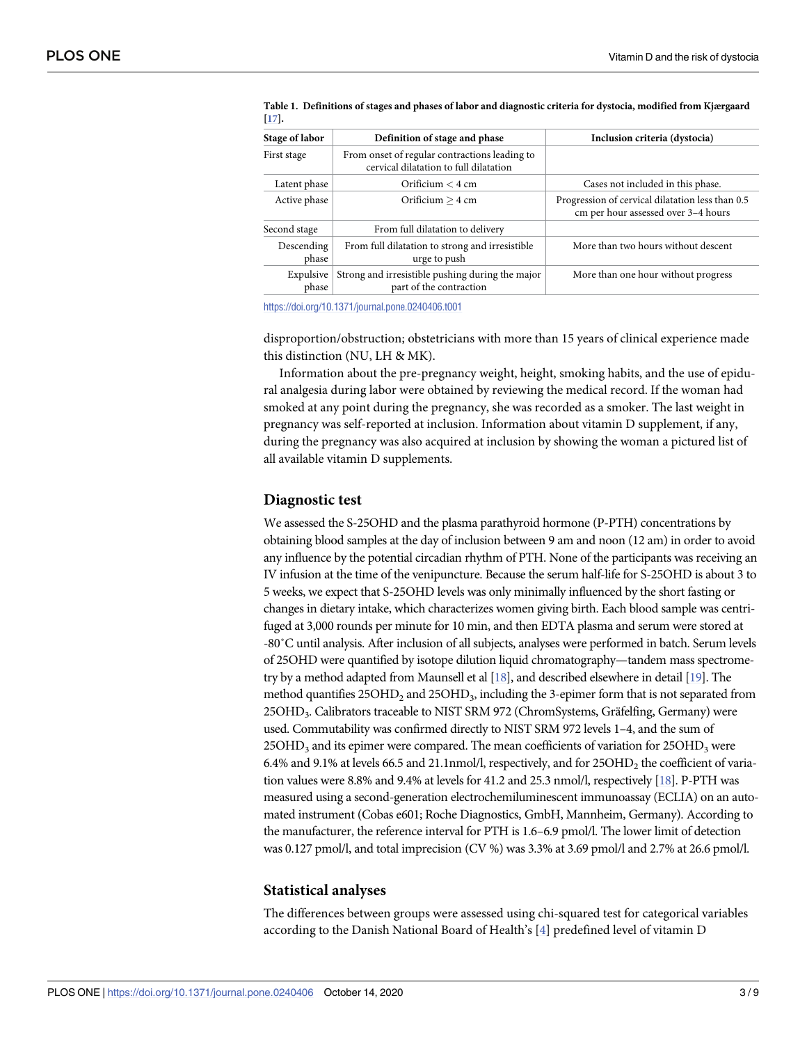**Table 1. Definitions of stages and phases of labor and diagnostic criteria for dystocia, modified from Kjærgaard [17].**

| Stage of labor | Definition of stage and phase | Inclusion criteria (dystocia) |
| --- | --- | --- |
| First stage | From onset of regular contractions leading to cervical dilatation to full dilatation | |
| Latent phase | Orificium < 4 cm | Cases not included in this phase. |
| Active phase | Orificium ≥ 4 cm | Progression of cervical dilatation less than 0.5 cm per hour assessed over 3–4 hours |
| Second stage | From full dilatation to delivery | |
| Descending phase | From full dilatation to strong and irresistible urge to push | More than two hours without descent |
| Expulsive phase | Strong and irresistible pushing during the major part of the contraction | More than one hour without progress |

https://doi.org/10.1371/journal.pone.0240406.t001

disproportion/obstruction; obstetricians with more than 15 years of clinical experience made this distinction (NU, LH & MK).

Information about the pre-pregnancy weight, height, smoking habits, and the use of epidural analgesia during labor were obtained by reviewing the medical record. If the woman had smoked at any point during the pregnancy, she was recorded as a smoker. The last weight in pregnancy was self-reported at inclusion. Information about vitamin D supplement, if any, during the pregnancy was also acquired at inclusion by showing the woman a pictured list of all available vitamin D supplements.

## Diagnostic test

We assessed the S-25OHD and the plasma parathyroid hormone (P-PTH) concentrations by obtaining blood samples at the day of inclusion between 9 am and noon (12 am) in order to avoid any influence by the potential circadian rhythm of PTH. None of the participants was receiving an IV infusion at the time of the venipuncture. Because the serum half-life for S-25OHD is about 3 to 5 weeks, we expect that S-25OHD levels was only minimally influenced by the short fasting or changes in dietary intake, which characterizes women giving birth. Each blood sample was centrifuged at 3,000 rounds per minute for 10 min, and then EDTA plasma and serum were stored at -80˚C until analysis. After inclusion of all subjects, analyses were performed in batch. Serum levels of 25OHD were quantified by isotope dilution liquid chromatography—tandem mass spectrometry by a method adapted from Maunsell et al [18], and described elsewhere in detail [19]. The method quantifies $25OHD_2$ and $25OHD_3$, including the 3-epimer form that is not separated from $25OHD_3$. Calibrators traceable to NIST SRM 972 (ChromSystems, Gräfelfing, Germany) were used. Commutability was confirmed directly to NIST SRM 972 levels 1–4, and the sum of $25OHD_3$ and its epimer were compared. The mean coefficients of variation for $25OHD_3$ were 6.4% and 9.1% at levels 66.5 and 21.1nmol/l, respectively, and for $25OHD_2$ the coefficient of variation values were 8.8% and 9.4% at levels for 41.2 and 25.3 nmol/l, respectively [18]. P-PTH was measured using a second-generation electrochemiluminescent immunoassay (ECLIA) on an automated instrument (Cobas e601; Roche Diagnostics, GmbH, Mannheim, Germany). According to the manufacturer, the reference interval for PTH is 1.6–6.9 pmol/l. The lower limit of detection was 0.127 pmol/l, and total imprecision (CV %) was 3.3% at 3.69 pmol/l and 2.7% at 26.6 pmol/l.

## Statistical analyses

The differences between groups were assessed using chi-squared test for categorical variables according to the Danish National Board of Health's [4] predefined level of vitamin D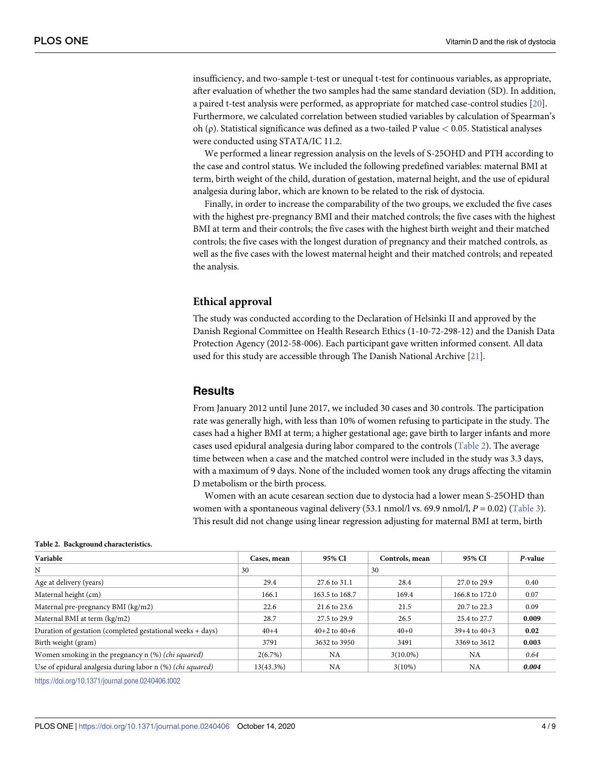insufficiency, and two-sample t-test or unequal t-test for continuous variables, as appropriate, after evaluation of whether the two samples had the same standard deviation (SD). In addition, a paired t-test analysis were performed, as appropriate for matched case-control studies [20]. Furthermore, we calculated correlation between studied variables by calculation of Spearman's oh (ρ). Statistical significance was defined as a two-tailed P value < 0.05. Statistical analyses were conducted using STATA/IC 11.2.

We performed a linear regression analysis on the levels of S-25OHD and PTH according to the case and control status. We included the following predefined variables: maternal BMI at term, birth weight of the child, duration of gestation, maternal height, and the use of epidural analgesia during labor, which are known to be related to the risk of dystocia.

Finally, in order to increase the comparability of the two groups, we excluded the five cases with the highest pre-pregnancy BMI and their matched controls; the five cases with the highest BMI at term and their controls; the five cases with the highest birth weight and their matched controls; the five cases with the longest duration of pregnancy and their matched controls, as well as the five cases with the lowest maternal height and their matched controls; and repeated the analysis.

### Ethical approval

The study was conducted according to the Declaration of Helsinki II and approved by the Danish Regional Committee on Health Research Ethics (1-10-72-298-12) and the Danish Data Protection Agency (2012-58-006). Each participant gave written informed consent. All data used for this study are accessible through The Danish National Archive [21].

## Results

From January 2012 until June 2017, we included 30 cases and 30 controls. The participation rate was generally high, with less than 10% of women refusing to participate in the study. The cases had a higher BMI at term; a higher gestational age; gave birth to larger infants and more cases used epidural analgesia during labor compared to the controls (Table 2). The average time between when a case and the matched control were included in the study was 3.3 days, with a maximum of 9 days. None of the included women took any drugs affecting the vitamin D metabolism or the birth process.

Women with an acute cesarean section due to dystocia had a lower mean S-25OHD than women with a spontaneous vaginal delivery (53.1 nmol/l vs. 69.9 nmol/l, $P = 0.02$) (Table 3). This result did not change using linear regression adjusting for maternal BMI at term, birth

**Table 2. Background characteristics.**

| Variable | Cases, mean | 95% CI | Controls, mean | 95% CI | *P*-value |
|---|---|---|---|---|---|
| N | 30 | | 30 | | |
| Age at delivery (years) | 29.4 | 27.6 to 31.1 | 28.4 | 27.0 to 29.9 | 0.40 |
| Maternal height (cm) | 166.1 | 163.5 to 168.7 | 169.4 | 166.8 to 172.0 | 0.07 |
| Maternal pre-pregnancy BMI (kg/m2) | 22.6 | 21.6 to 23.6 | 21.5 | 20.7 to 22.3 | 0.09 |
| Maternal BMI at term (kg/m2) | 28.7 | 27.5 to 29.9 | 26.5 | 25.4 to 27.7 | **0.009** |
| Duration of gestation (completed gestational weeks + days) | 40+4 | 40+2 to 40+6 | 40+0 | 39+4 to 40+3 | **0.02** |
| Birth weight (gram) | 3791 | 3632 to 3950 | 3491 | 3369 to 3612 | **0.003** |
| Women smoking in the pregnancy n (%) *(chi squared)* | 2(6.7%) | NA | 3(10.0%) | NA | *0.64* |
| Use of epidural analgesia during labor n (%) *(chi squared)* | 13(43.3%) | NA | 3(10%) | NA | ***0.004*** |

https://doi.org/10.1371/journal.pone.0240406.t002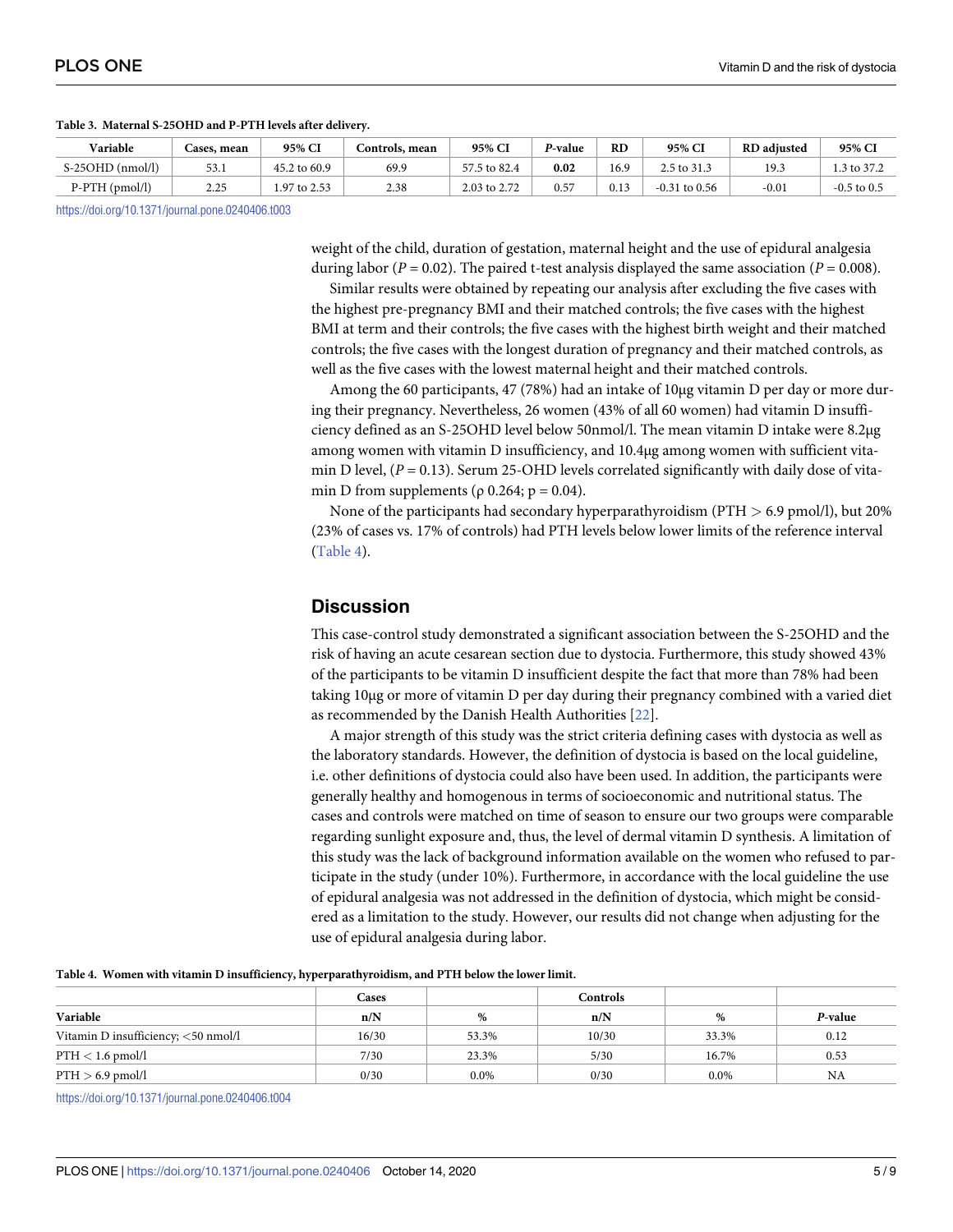**Table 3. Maternal S-25OHD and P-PTH levels after delivery.**

| Variable | Cases, mean | 95% CI | Controls, mean | 95% CI | *P*-value | RD | 95% CI | RD adjusted | 95% CI |
|---|---|---|---|---|---|---|---|---|---|
| S-25OHD (nmol/l) | 53.1 | 45.2 to 60.9 | 69.9 | 57.5 to 82.4 | **0.02** | 16.9 | 2.5 to 31.3 | 19.3 | 1.3 to 37.2 |
| P-PTH (pmol/l) | 2.25 | 1.97 to 2.53 | 2.38 | 2.03 to 2.72 | 0.57 | 0.13 | -0.31 to 0.56 | -0.01 | -0.5 to 0.5 |

https://doi.org/10.1371/journal.pone.0240406.t003

weight of the child, duration of gestation, maternal height and the use of epidural analgesia during labor ($P = 0.02$). The paired t-test analysis displayed the same association ($P = 0.008$).

Similar results were obtained by repeating our analysis after excluding the five cases with the highest pre-pregnancy BMI and their matched controls; the five cases with the highest BMI at term and their controls; the five cases with the highest birth weight and their matched controls; the five cases with the longest duration of pregnancy and their matched controls, as well as the five cases with the lowest maternal height and their matched controls.

Among the 60 participants, 47 (78%) had an intake of 10μg vitamin D per day or more during their pregnancy. Nevertheless, 26 women (43% of all 60 women) had vitamin D insufficiency defined as an S-25OHD level below 50nmol/l. The mean vitamin D intake were 8.2μg among women with vitamin D insufficiency, and 10.4μg among women with sufficient vitamin D level, ($P = 0.13$). Serum 25-OHD levels correlated significantly with daily dose of vitamin D from supplements ($\rho$ 0.264; $p = 0.04$).

None of the participants had secondary hyperparathyroidism (PTH $>$ 6.9 pmol/l), but 20% (23% of cases vs. 17% of controls) had PTH levels below lower limits of the reference interval (Table 4).

## Discussion

This case-control study demonstrated a significant association between the S-25OHD and the risk of having an acute cesarean section due to dystocia. Furthermore, this study showed 43% of the participants to be vitamin D insufficient despite the fact that more than 78% had been taking 10μg or more of vitamin D per day during their pregnancy combined with a varied diet as recommended by the Danish Health Authorities [22].

A major strength of this study was the strict criteria defining cases with dystocia as well as the laboratory standards. However, the definition of dystocia is based on the local guideline, i.e. other definitions of dystocia could also have been used. In addition, the participants were generally healthy and homogenous in terms of socioeconomic and nutritional status. The cases and controls were matched on time of season to ensure our two groups were comparable regarding sunlight exposure and, thus, the level of dermal vitamin D synthesis. A limitation of this study was the lack of background information available on the women who refused to participate in the study (under 10%). Furthermore, in accordance with the local guideline the use of epidural analgesia was not addressed in the definition of dystocia, which might be considered as a limitation to the study. However, our results did not change when adjusting for the use of epidural analgesia during labor.

**Table 4. Women with vitamin D insufficiency, hyperparathyroidism, and PTH below the lower limit.**

| | Cases | | Controls | | |
|---|---|---|---|---|---|
| Variable | n/N | % | n/N | % | *P*-value |
| Vitamin D insufficiency; <50 nmol/l | 16/30 | 53.3% | 10/30 | 33.3% | 0.12 |
| PTH < 1.6 pmol/l | 7/30 | 23.3% | 5/30 | 16.7% | 0.53 |
| PTH > 6.9 pmol/l | 0/30 | 0.0% | 0/30 | 0.0% | NA |

https://doi.org/10.1371/journal.pone.0240406.t004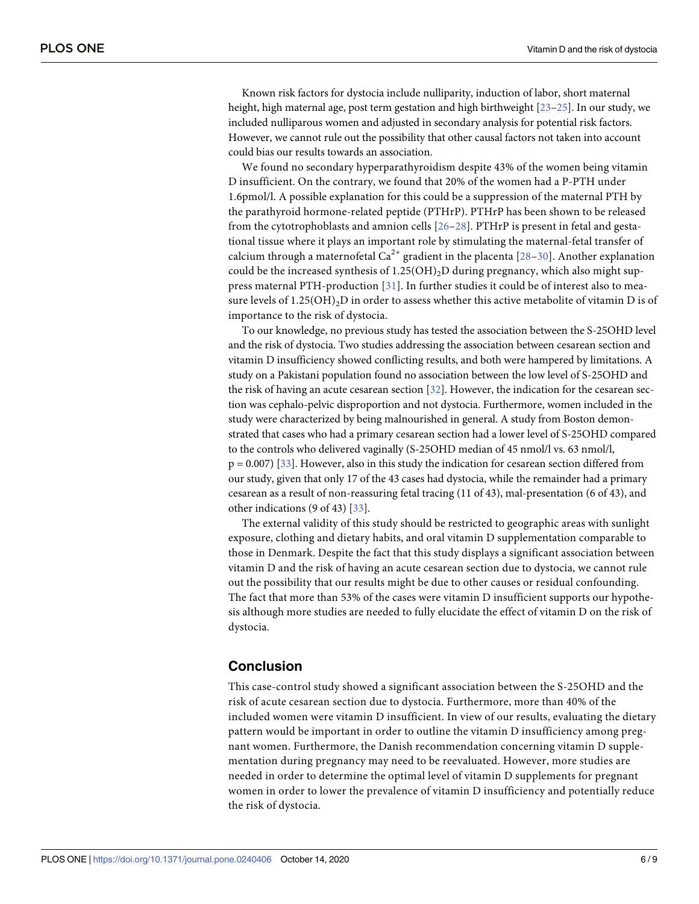Known risk factors for dystocia include nulliparity, induction of labor, short maternal height, high maternal age, post term gestation and high birthweight [23–25]. In our study, we included nulliparous women and adjusted in secondary analysis for potential risk factors. However, we cannot rule out the possibility that other causal factors not taken into account could bias our results towards an association.

We found no secondary hyperparathyroidism despite 43% of the women being vitamin D insufficient. On the contrary, we found that 20% of the women had a P-PTH under 1.6pmol/l. A possible explanation for this could be a suppression of the maternal PTH by the parathyroid hormone-related peptide (PTHrP). PTHrP has been shown to be released from the cytotrophoblasts and amnion cells [26–28]. PTHrP is present in fetal and gestational tissue where it plays an important role by stimulating the maternal-fetal transfer of calcium through a maternofetal $Ca^{2+}$ gradient in the placenta [28–30]. Another explanation could be the increased synthesis of $1.25(OH)_2D$ during pregnancy, which also might suppress maternal PTH-production [31]. In further studies it could be of interest also to measure levels of $1.25(OH)_2D$ in order to assess whether this active metabolite of vitamin D is of importance to the risk of dystocia.

To our knowledge, no previous study has tested the association between the S-25OHD level and the risk of dystocia. Two studies addressing the association between cesarean section and vitamin D insufficiency showed conflicting results, and both were hampered by limitations. A study on a Pakistani population found no association between the low level of S-25OHD and the risk of having an acute cesarean section [32]. However, the indication for the cesarean section was cephalo-pelvic disproportion and not dystocia. Furthermore, women included in the study were characterized by being malnourished in general. A study from Boston demonstrated that cases who had a primary cesarean section had a lower level of S-25OHD compared to the controls who delivered vaginally (S-25OHD median of 45 nmol/l vs. 63 nmol/l, $p = 0.007$) [33]. However, also in this study the indication for cesarean section differed from our study, given that only 17 of the 43 cases had dystocia, while the remainder had a primary cesarean as a result of non-reassuring fetal tracing (11 of 43), mal-presentation (6 of 43), and other indications (9 of 43) [33].

The external validity of this study should be restricted to geographic areas with sunlight exposure, clothing and dietary habits, and oral vitamin D supplementation comparable to those in Denmark. Despite the fact that this study displays a significant association between vitamin D and the risk of having an acute cesarean section due to dystocia, we cannot rule out the possibility that our results might be due to other causes or residual confounding. The fact that more than 53% of the cases were vitamin D insufficient supports our hypothesis although more studies are needed to fully elucidate the effect of vitamin D on the risk of dystocia.

## Conclusion

This case-control study showed a significant association between the S-25OHD and the risk of acute cesarean section due to dystocia. Furthermore, more than 40% of the included women were vitamin D insufficient. In view of our results, evaluating the dietary pattern would be important in order to outline the vitamin D insufficiency among pregnant women. Furthermore, the Danish recommendation concerning vitamin D supplementation during pregnancy may need to be reevaluated. However, more studies are needed in order to determine the optimal level of vitamin D supplements for pregnant women in order to lower the prevalence of vitamin D insufficiency and potentially reduce the risk of dystocia.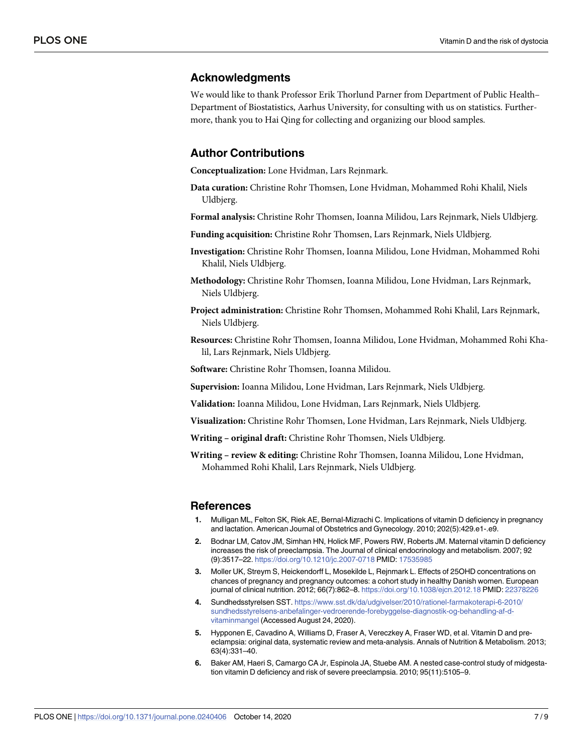## Acknowledgments

We would like to thank Professor Erik Thorlund Parner from Department of Public Health–Department of Biostatistics, Aarhus University, for consulting with us on statistics. Furthermore, thank you to Hai Qing for collecting and organizing our blood samples.

## Author Contributions

**Conceptualization:** Lone Hvidman, Lars Rejnmark.

**Data curation:** Christine Rohr Thomsen, Lone Hvidman, Mohammed Rohi Khalil, Niels Uldbjerg.

**Formal analysis:** Christine Rohr Thomsen, Ioanna Milidou, Lars Rejnmark, Niels Uldbjerg.

**Funding acquisition:** Christine Rohr Thomsen, Lars Rejnmark, Niels Uldbjerg.

**Investigation:** Christine Rohr Thomsen, Ioanna Milidou, Lone Hvidman, Mohammed Rohi Khalil, Niels Uldbjerg.

**Methodology:** Christine Rohr Thomsen, Ioanna Milidou, Lone Hvidman, Lars Rejnmark, Niels Uldbjerg.

**Project administration:** Christine Rohr Thomsen, Mohammed Rohi Khalil, Lars Rejnmark, Niels Uldbjerg.

**Resources:** Christine Rohr Thomsen, Ioanna Milidou, Lone Hvidman, Mohammed Rohi Khalil, Lars Rejnmark, Niels Uldbjerg.

**Software:** Christine Rohr Thomsen, Ioanna Milidou.

**Supervision:** Ioanna Milidou, Lone Hvidman, Lars Rejnmark, Niels Uldbjerg.

**Validation:** Ioanna Milidou, Lone Hvidman, Lars Rejnmark, Niels Uldbjerg.

**Visualization:** Christine Rohr Thomsen, Lone Hvidman, Lars Rejnmark, Niels Uldbjerg.

**Writing – original draft:** Christine Rohr Thomsen, Niels Uldbjerg.

**Writing – review & editing:** Christine Rohr Thomsen, Ioanna Milidou, Lone Hvidman, Mohammed Rohi Khalil, Lars Rejnmark, Niels Uldbjerg.

## References

1. Mulligan ML, Felton SK, Riek AE, Bernal-Mizrachi C. Implications of vitamin D deficiency in pregnancy and lactation. American Journal of Obstetrics and Gynecology. 2010; 202(5):429.e1-.e9.
2. Bodnar LM, Catov JM, Simhan HN, Holick MF, Powers RW, Roberts JM. Maternal vitamin D deficiency increases the risk of preeclampsia. The Journal of clinical endocrinology and metabolism. 2007; 92 (9):3517–22. https://doi.org/10.1210/jc.2007-0718 PMID: 17535985
3. Moller UK, Streym S, Heickendorff L, Mosekilde L, Rejnmark L. Effects of 25OHD concentrations on chances of pregnancy and pregnancy outcomes: a cohort study in healthy Danish women. European journal of clinical nutrition. 2012; 66(7):862–8. https://doi.org/10.1038/ejcn.2012.18 PMID: 22378226
4. Sundhedsstyrelsen SST. https://www.sst.dk/da/udgivelser/2010/rationel-farmakoterapi-6-2010/sundhedsstyrelsens-anbefalinger-vedroerende-forebyggelse-diagnostik-og-behandling-af-d-vitaminmangel (Accessed August 24, 2020).
5. Hypponen E, Cavadino A, Williams D, Fraser A, Vereczkey A, Fraser WD, et al. Vitamin D and pre-eclampsia: original data, systematic review and meta-analysis. Annals of Nutrition & Metabolism. 2013; 63(4):331–40.
6. Baker AM, Haeri S, Camargo CA Jr, Espinola JA, Stuebe AM. A nested case-control study of midgestation vitamin D deficiency and risk of severe preeclampsia. 2010; 95(11):5105–9.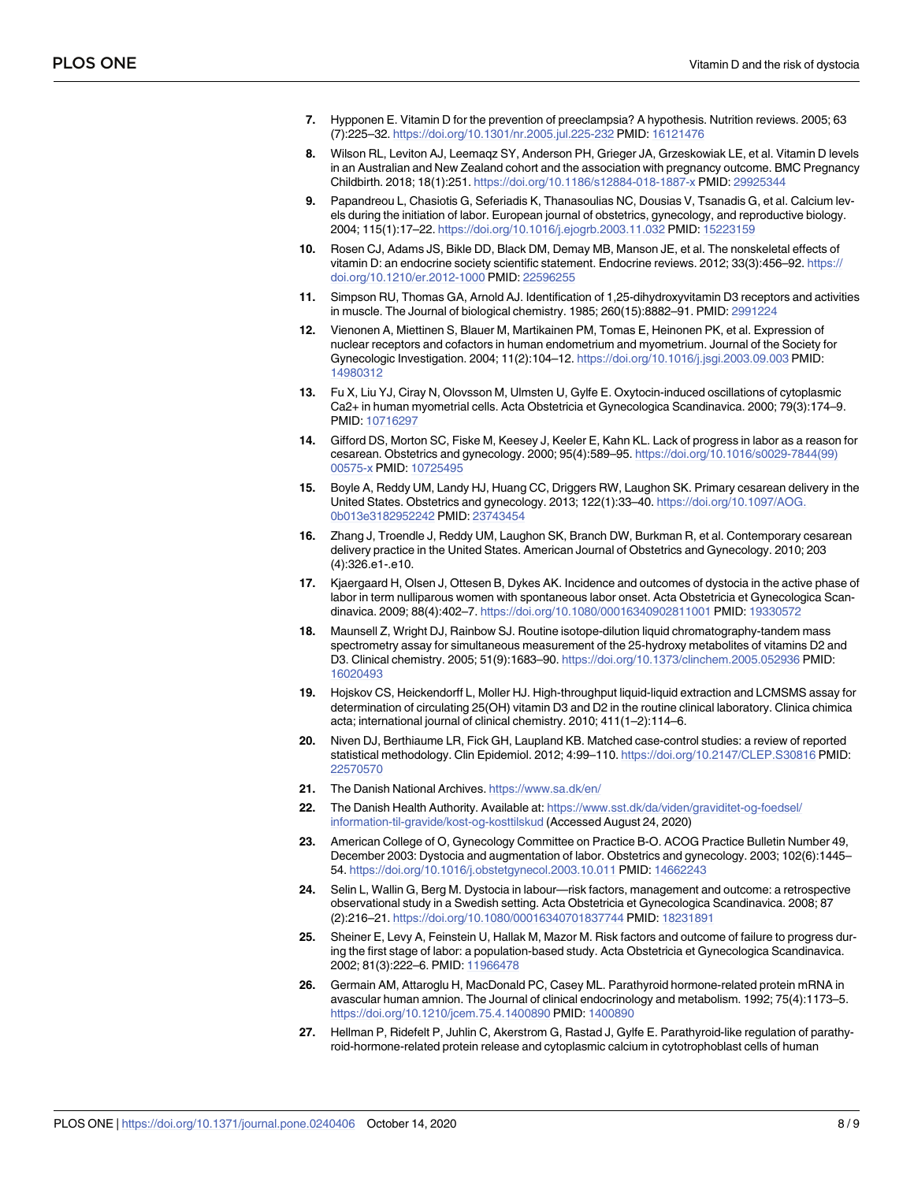7. Hypponen E. Vitamin D for the prevention of preeclampsia? A hypothesis. Nutrition reviews. 2005; 63 (7):225–32. https://doi.org/10.1301/nr.2005.jul.225-232 PMID: 16121476

8. Wilson RL, Leviton AJ, Leemaqz SY, Anderson PH, Grieger JA, Grzeskowiak LE, et al. Vitamin D levels in an Australian and New Zealand cohort and the association with pregnancy outcome. BMC Pregnancy Childbirth. 2018; 18(1):251. https://doi.org/10.1186/s12884-018-1887-x PMID: 29925344

9. Papandreou L, Chasiotis G, Seferiadis K, Thanasoulias NC, Dousias V, Tsanadis G, et al. Calcium levels during the initiation of labor. European journal of obstetrics, gynecology, and reproductive biology. 2004; 115(1):17–22. https://doi.org/10.1016/j.ejogrb.2003.11.032 PMID: 15223159

10. Rosen CJ, Adams JS, Bikle DD, Black DM, Demay MB, Manson JE, et al. The nonskeletal effects of vitamin D: an endocrine society scientific statement. Endocrine reviews. 2012; 33(3):456–92. https://doi.org/10.1210/er.2012-1000 PMID: 22596255

11. Simpson RU, Thomas GA, Arnold AJ. Identification of 1,25-dihydroxyvitamin D3 receptors and activities in muscle. The Journal of biological chemistry. 1985; 260(15):8882–91. PMID: 2991224

12. Vienonen A, Miettinen S, Blauer M, Martikainen PM, Tomas E, Heinonen PK, et al. Expression of nuclear receptors and cofactors in human endometrium and myometrium. Journal of the Society for Gynecologic Investigation. 2004; 11(2):104–12. https://doi.org/10.1016/j.jsgi.2003.09.003 PMID: 14980312

13. Fu X, Liu YJ, Ciray N, Olovsson M, Ulmsten U, Gylfe E. Oxytocin-induced oscillations of cytoplasmic Ca2+ in human myometrial cells. Acta Obstetricia et Gynecologica Scandinavica. 2000; 79(3):174–9. PMID: 10716297

14. Gifford DS, Morton SC, Fiske M, Keesey J, Keeler E, Kahn KL. Lack of progress in labor as a reason for cesarean. Obstetrics and gynecology. 2000; 95(4):589–95. https://doi.org/10.1016/s0029-7844(99)00575-x PMID: 10725495

15. Boyle A, Reddy UM, Landy HJ, Huang CC, Driggers RW, Laughon SK. Primary cesarean delivery in the United States. Obstetrics and gynecology. 2013; 122(1):33–40. https://doi.org/10.1097/AOG.0b013e3182952242 PMID: 23743454

16. Zhang J, Troendle J, Reddy UM, Laughon SK, Branch DW, Burkman R, et al. Contemporary cesarean delivery practice in the United States. American Journal of Obstetrics and Gynecology. 2010; 203 (4):326.e1-.e10.

17. Kjaergaard H, Olsen J, Ottesen B, Dykes AK. Incidence and outcomes of dystocia in the active phase of labor in term nulliparous women with spontaneous labor onset. Acta Obstetricia et Gynecologica Scandinavica. 2009; 88(4):402–7. https://doi.org/10.1080/00016340902811001 PMID: 19330572

18. Maunsell Z, Wright DJ, Rainbow SJ. Routine isotope-dilution liquid chromatography-tandem mass spectrometry assay for simultaneous measurement of the 25-hydroxy metabolites of vitamins D2 and D3. Clinical chemistry. 2005; 51(9):1683–90. https://doi.org/10.1373/clinchem.2005.052936 PMID: 16020493

19. Hojskov CS, Heickendorff L, Moller HJ. High-throughput liquid-liquid extraction and LCMSMS assay for determination of circulating 25(OH) vitamin D3 and D2 in the routine clinical laboratory. Clinica chimica acta; international journal of clinical chemistry. 2010; 411(1–2):114–6.

20. Niven DJ, Berthiaume LR, Fick GH, Laupland KB. Matched case-control studies: a review of reported statistical methodology. Clin Epidemiol. 2012; 4:99–110. https://doi.org/10.2147/CLEP.S30816 PMID: 22570570

21. The Danish National Archives. https://www.sa.dk/en/

22. The Danish Health Authority. Available at: https://www.sst.dk/da/viden/graviditet-og-foedsel/information-til-gravide/kost-og-kosttilskud (Accessed August 24, 2020)

23. American College of O, Gynecology Committee on Practice B-O. ACOG Practice Bulletin Number 49, December 2003: Dystocia and augmentation of labor. Obstetrics and gynecology. 2003; 102(6):1445–54. https://doi.org/10.1016/j.obstetgynecol.2003.10.011 PMID: 14662243

24. Selin L, Wallin G, Berg M. Dystocia in labour—risk factors, management and outcome: a retrospective observational study in a Swedish setting. Acta Obstetricia et Gynecologica Scandinavica. 2008; 87 (2):216–21. https://doi.org/10.1080/00016340701837744 PMID: 18231891

25. Sheiner E, Levy A, Feinstein U, Hallak M, Mazor M. Risk factors and outcome of failure to progress during the first stage of labor: a population-based study. Acta Obstetricia et Gynecologica Scandinavica. 2002; 81(3):222–6. PMID: 11966478

26. Germain AM, Attaroglu H, MacDonald PC, Casey ML. Parathyroid hormone-related protein mRNA in avascular human amnion. The Journal of clinical endocrinology and metabolism. 1992; 75(4):1173–5. https://doi.org/10.1210/jcem.75.4.1400890 PMID: 1400890

27. Hellman P, Ridefelt P, Juhlin C, Akerstrom G, Rastad J, Gylfe E. Parathyroid-like regulation of parathyroid-hormone-related protein release and cytoplasmic calcium in cytotrophoblast cells of human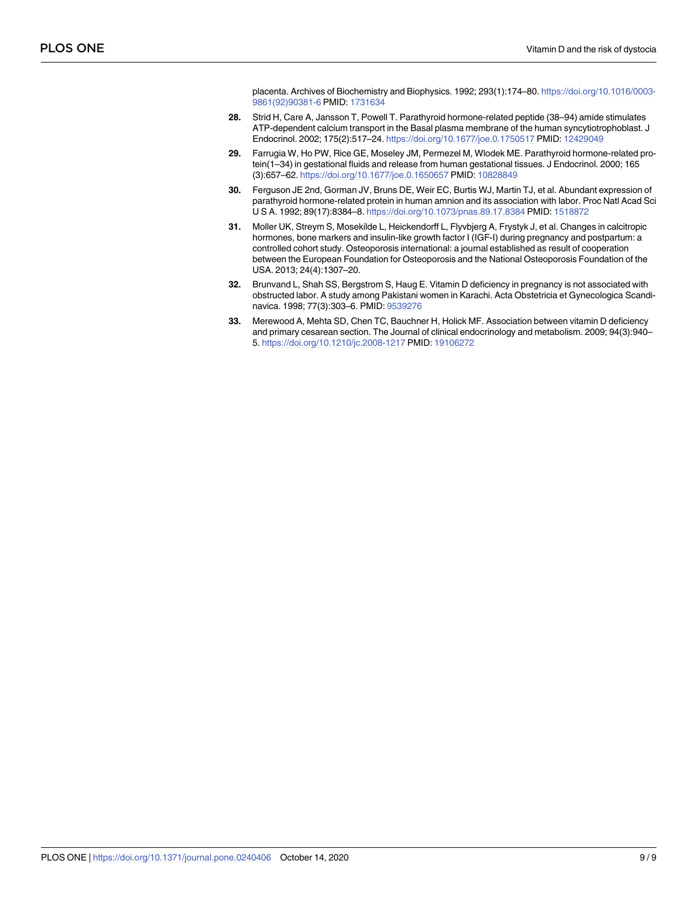placenta. Archives of Biochemistry and Biophysics. 1992; 293(1):174–80. https://doi.org/10.1016/0003-9861(92)90381-6 PMID: 1731634

28. Strid H, Care A, Jansson T, Powell T. Parathyroid hormone-related peptide (38–94) amide stimulates ATP-dependent calcium transport in the Basal plasma membrane of the human syncytiotrophoblast. J Endocrinol. 2002; 175(2):517–24. https://doi.org/10.1677/joe.0.1750517 PMID: 12429049

29. Farrugia W, Ho PW, Rice GE, Moseley JM, Permezel M, Wlodek ME. Parathyroid hormone-related protein(1–34) in gestational fluids and release from human gestational tissues. J Endocrinol. 2000; 165 (3):657–62. https://doi.org/10.1677/joe.0.1650657 PMID: 10828849

30. Ferguson JE 2nd, Gorman JV, Bruns DE, Weir EC, Burtis WJ, Martin TJ, et al. Abundant expression of parathyroid hormone-related protein in human amnion and its association with labor. Proc Natl Acad Sci U S A. 1992; 89(17):8384–8. https://doi.org/10.1073/pnas.89.17.8384 PMID: 1518872

31. Moller UK, Streym S, Mosekilde L, Heickendorff L, Flyvbjerg A, Frystyk J, et al. Changes in calcitropic hormones, bone markers and insulin-like growth factor I (IGF-I) during pregnancy and postpartum: a controlled cohort study. Osteoporosis international: a journal established as result of cooperation between the European Foundation for Osteoporosis and the National Osteoporosis Foundation of the USA. 2013; 24(4):1307–20.

32. Brunvand L, Shah SS, Bergstrom S, Haug E. Vitamin D deficiency in pregnancy is not associated with obstructed labor. A study among Pakistani women in Karachi. Acta Obstetricia et Gynecologica Scandinavica. 1998; 77(3):303–6. PMID: 9539276

33. Merewood A, Mehta SD, Chen TC, Bauchner H, Holick MF. Association between vitamin D deficiency and primary cesarean section. The Journal of clinical endocrinology and metabolism. 2009; 94(3):940–5. https://doi.org/10.1210/jc.2008-1217 PMID: 19106272